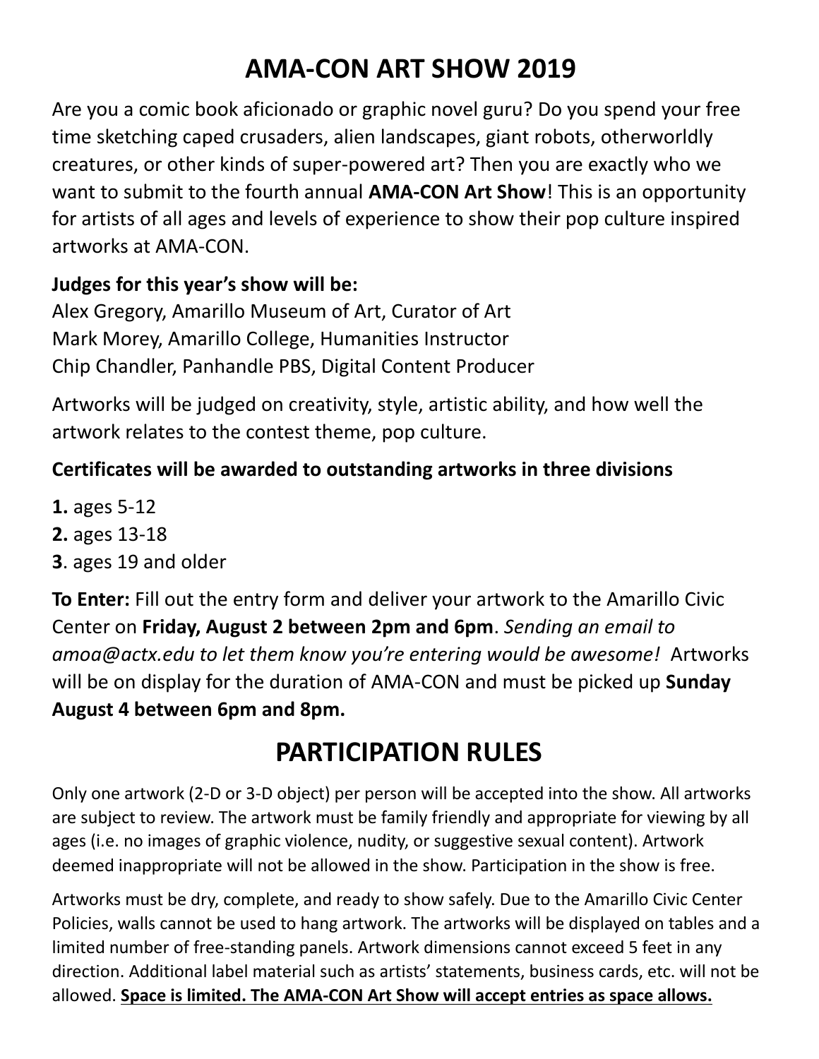# AMA-CON ART SHOW 2019

Are you a comic book aficionado or graphic novel guru? Do you spend your free time sketching caped crusaders, alien landscapes, giant robots, otherworldly creatures, or other kinds of super-powered art? Then you are exactly who we want to submit to the fourth annual **AMA-CON Art Show**! This is an opportunity for artists of all ages and levels of experience to show their pop culture inspired artworks at AMA-CON.

**Judges for this year's show will be:**
Alex Gregory, Amarillo Museum of Art, Curator of Art
Mark Morey, Amarillo College, Humanities Instructor
Chip Chandler, Panhandle PBS, Digital Content Producer

Artworks will be judged on creativity, style, artistic ability, and how well the artwork relates to the contest theme, pop culture.

**Certificates will be awarded to outstanding artworks in three divisions**

**1.** ages 5-12
**2.** ages 13-18
**3**. ages 19 and older

**To Enter:** Fill out the entry form and deliver your artwork to the Amarillo Civic Center on **Friday, August 2 between 2pm and 6pm**. *Sending an email to amoa@actx.edu to let them know you're entering would be awesome!* Artworks will be on display for the duration of AMA-CON and must be picked up **Sunday August 4 between 6pm and 8pm.**

# PARTICIPATION RULES

Only one artwork (2-D or 3-D object) per person will be accepted into the show. All artworks are subject to review. The artwork must be family friendly and appropriate for viewing by all ages (i.e. no images of graphic violence, nudity, or suggestive sexual content). Artwork deemed inappropriate will not be allowed in the show. Participation in the show is free.

Artworks must be dry, complete, and ready to show safely. Due to the Amarillo Civic Center Policies, walls cannot be used to hang artwork. The artworks will be displayed on tables and a limited number of free-standing panels. Artwork dimensions cannot exceed 5 feet in any direction. Additional label material such as artists' statements, business cards, etc. will not be allowed. **<u>Space is limited. The AMA-CON Art Show will accept entries as space allows.</u>**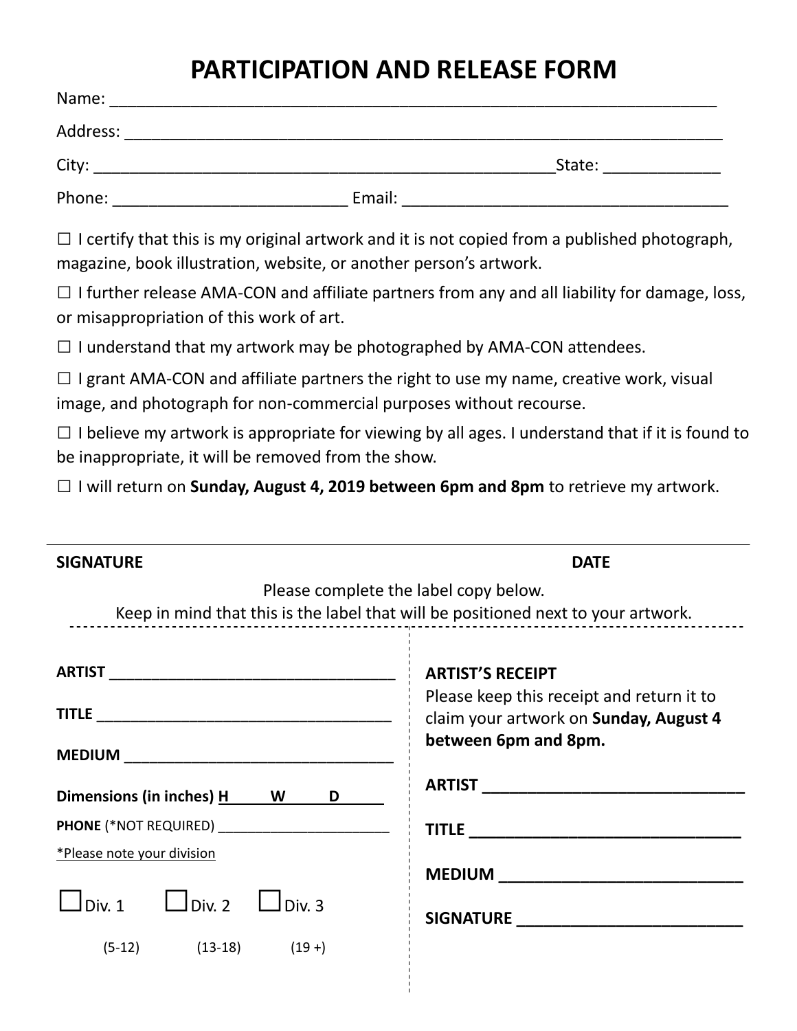# PARTICIPATION AND RELEASE FORM

Name: ______________________________________________________________________

Address: ____________________________________________________________________

City: _____________________________________________________State: _____________

Phone: __________________________ Email: ____________________________________

☐ I certify that this is my original artwork and it is not copied from a published photograph, magazine, book illustration, website, or another person's artwork.

☐ I further release AMA-CON and affiliate partners from any and all liability for damage, loss, or misappropriation of this work of art.

☐ I understand that my artwork may be photographed by AMA-CON attendees.

☐ I grant AMA-CON and affiliate partners the right to use my name, creative work, visual image, and photograph for non-commercial purposes without recourse.

☐ I believe my artwork is appropriate for viewing by all ages. I understand that if it is found to be inappropriate, it will be removed from the show.

☐ I will return on **Sunday, August 4, 2019 between 6pm and 8pm** to retrieve my artwork.

**SIGNATURE** **DATE**

Please complete the label copy below.
Keep in mind that this is the label that will be positioned next to your artwork.

**ARTIST** _________________________________

**TITLE** __________________________________

**MEDIUM** ________________________________

**Dimensions (in inches)** H\_\_\_\_\_W\_\_\_\_\_D\_\_\_\_\_

**PHONE** (*NOT REQUIRED) ______________________

*Please note your division

☐ Div. 1 (5-12) ☐ Div. 2 (13-18) ☐ Div. 3 (19 +)

**ARTIST'S RECEIPT**

Please keep this receipt and return it to claim your artwork on **Sunday, August 4 between 6pm and 8pm.**

**ARTIST** ______________________________

**TITLE** _______________________________

**MEDIUM** ____________________________

**SIGNATURE** __________________________